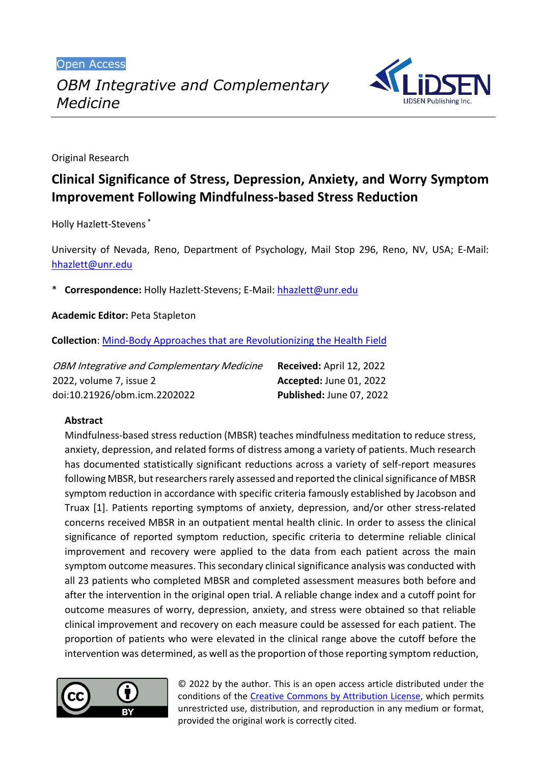Open Access

*OBM Integrative and Complementary Medicine*

Original Research

# Clinical Significance of Stress, Depression, Anxiety, and Worry Symptom Improvement Following Mindfulness-based Stress Reduction

Holly Hazlett-Stevens *

University of Nevada, Reno, Department of Psychology, Mail Stop 296, Reno, NV, USA; E-Mail: hhazlett@unr.edu

* **Correspondence:** Holly Hazlett-Stevens; E-Mail: hhazlett@unr.edu

**Academic Editor:** Peta Stapleton

**Collection**: Mind-Body Approaches that are Revolutionizing the Health Field

*OBM Integrative and Complementary Medicine*
2022, volume 7, issue 2
doi:10.21926/obm.icm.2202022

**Received:** April 12, 2022
**Accepted:** June 01, 2022
**Published:** June 07, 2022

## Abstract

Mindfulness-based stress reduction (MBSR) teaches mindfulness meditation to reduce stress, anxiety, depression, and related forms of distress among a variety of patients. Much research has documented statistically significant reductions across a variety of self-report measures following MBSR, but researchers rarely assessed and reported the clinical significance of MBSR symptom reduction in accordance with specific criteria famously established by Jacobson and Truax [1]. Patients reporting symptoms of anxiety, depression, and/or other stress-related concerns received MBSR in an outpatient mental health clinic. In order to assess the clinical significance of reported symptom reduction, specific criteria to determine reliable clinical improvement and recovery were applied to the data from each patient across the main symptom outcome measures. This secondary clinical significance analysis was conducted with all 23 patients who completed MBSR and completed assessment measures both before and after the intervention in the original open trial. A reliable change index and a cutoff point for outcome measures of worry, depression, anxiety, and stress were obtained so that reliable clinical improvement and recovery on each measure could be assessed for each patient. The proportion of patients who were elevated in the clinical range above the cutoff before the intervention was determined, as well as the proportion of those reporting symptom reduction,

© 2022 by the author. This is an open access article distributed under the conditions of the Creative Commons by Attribution License, which permits unrestricted use, distribution, and reproduction in any medium or format, provided the original work is correctly cited.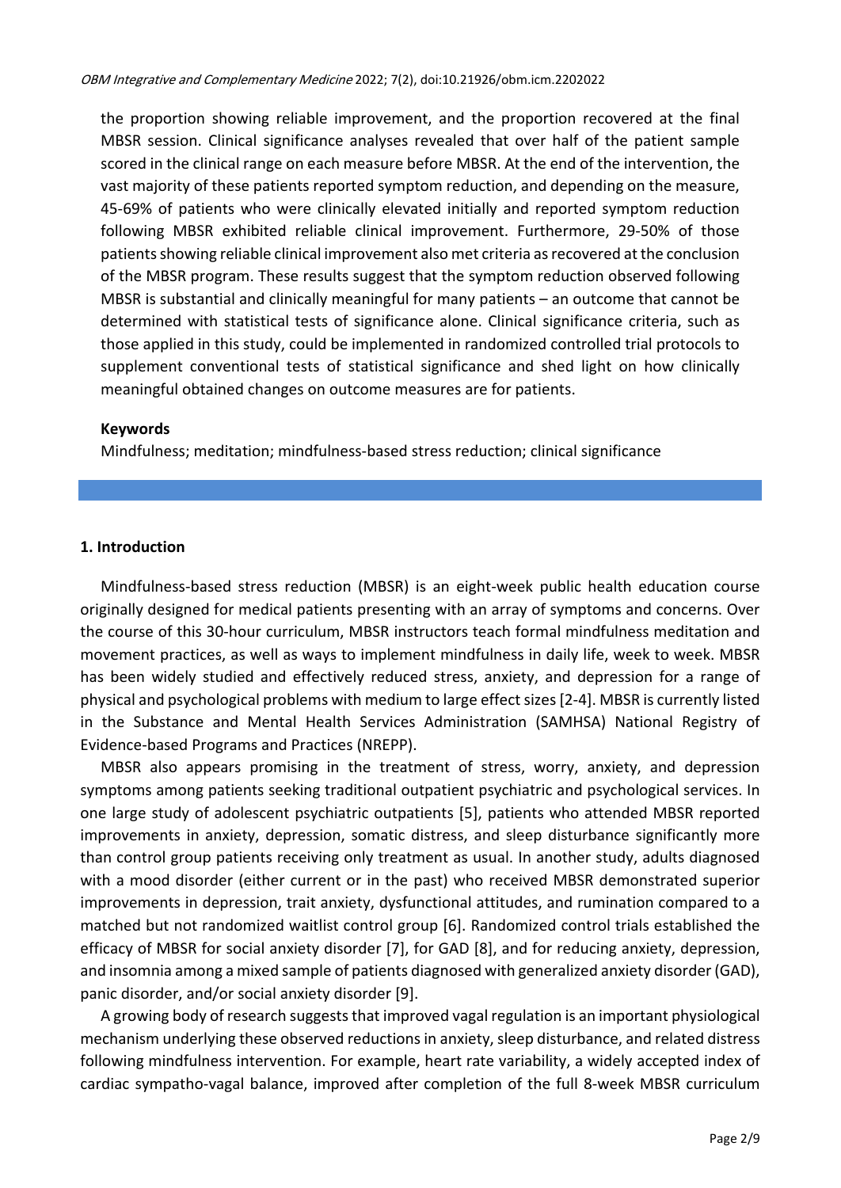the proportion showing reliable improvement, and the proportion recovered at the final MBSR session. Clinical significance analyses revealed that over half of the patient sample scored in the clinical range on each measure before MBSR. At the end of the intervention, the vast majority of these patients reported symptom reduction, and depending on the measure, 45-69% of patients who were clinically elevated initially and reported symptom reduction following MBSR exhibited reliable clinical improvement. Furthermore, 29-50% of those patients showing reliable clinical improvement also met criteria as recovered at the conclusion of the MBSR program. These results suggest that the symptom reduction observed following MBSR is substantial and clinically meaningful for many patients – an outcome that cannot be determined with statistical tests of significance alone. Clinical significance criteria, such as those applied in this study, could be implemented in randomized controlled trial protocols to supplement conventional tests of statistical significance and shed light on how clinically meaningful obtained changes on outcome measures are for patients.

**Keywords**

Mindfulness; meditation; mindfulness-based stress reduction; clinical significance

## 1. Introduction

Mindfulness-based stress reduction (MBSR) is an eight-week public health education course originally designed for medical patients presenting with an array of symptoms and concerns. Over the course of this 30-hour curriculum, MBSR instructors teach formal mindfulness meditation and movement practices, as well as ways to implement mindfulness in daily life, week to week. MBSR has been widely studied and effectively reduced stress, anxiety, and depression for a range of physical and psychological problems with medium to large effect sizes [2-4]. MBSR is currently listed in the Substance and Mental Health Services Administration (SAMHSA) National Registry of Evidence-based Programs and Practices (NREPP).

MBSR also appears promising in the treatment of stress, worry, anxiety, and depression symptoms among patients seeking traditional outpatient psychiatric and psychological services. In one large study of adolescent psychiatric outpatients [5], patients who attended MBSR reported improvements in anxiety, depression, somatic distress, and sleep disturbance significantly more than control group patients receiving only treatment as usual. In another study, adults diagnosed with a mood disorder (either current or in the past) who received MBSR demonstrated superior improvements in depression, trait anxiety, dysfunctional attitudes, and rumination compared to a matched but not randomized waitlist control group [6]. Randomized control trials established the efficacy of MBSR for social anxiety disorder [7], for GAD [8], and for reducing anxiety, depression, and insomnia among a mixed sample of patients diagnosed with generalized anxiety disorder (GAD), panic disorder, and/or social anxiety disorder [9].

A growing body of research suggests that improved vagal regulation is an important physiological mechanism underlying these observed reductions in anxiety, sleep disturbance, and related distress following mindfulness intervention. For example, heart rate variability, a widely accepted index of cardiac sympatho-vagal balance, improved after completion of the full 8-week MBSR curriculum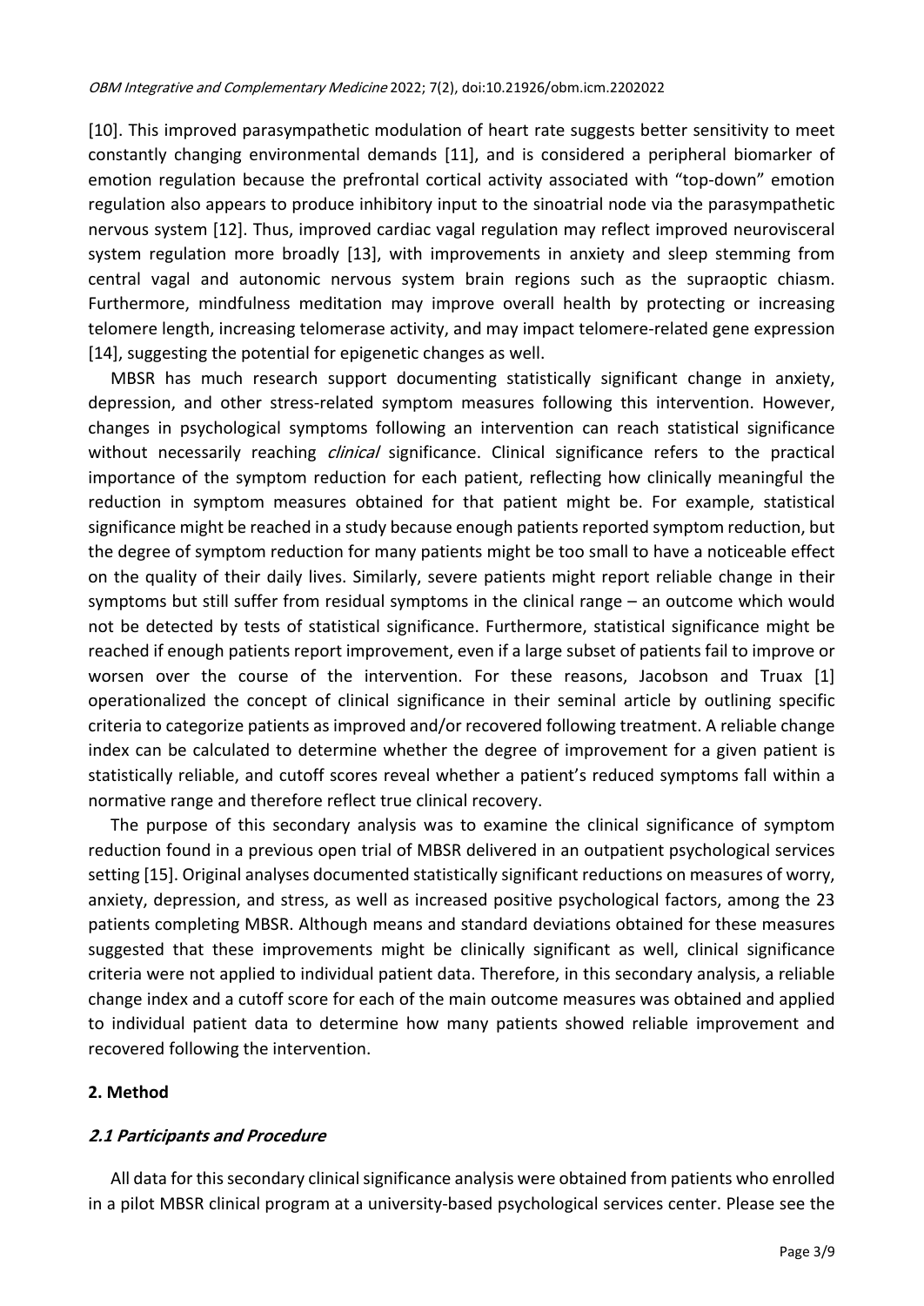[10]. This improved parasympathetic modulation of heart rate suggests better sensitivity to meet constantly changing environmental demands [11], and is considered a peripheral biomarker of emotion regulation because the prefrontal cortical activity associated with "top-down" emotion regulation also appears to produce inhibitory input to the sinoatrial node via the parasympathetic nervous system [12]. Thus, improved cardiac vagal regulation may reflect improved neurovisceral system regulation more broadly [13], with improvements in anxiety and sleep stemming from central vagal and autonomic nervous system brain regions such as the supraoptic chiasm. Furthermore, mindfulness meditation may improve overall health by protecting or increasing telomere length, increasing telomerase activity, and may impact telomere-related gene expression [14], suggesting the potential for epigenetic changes as well.

MBSR has much research support documenting statistically significant change in anxiety, depression, and other stress-related symptom measures following this intervention. However, changes in psychological symptoms following an intervention can reach statistical significance without necessarily reaching *clinical* significance. Clinical significance refers to the practical importance of the symptom reduction for each patient, reflecting how clinically meaningful the reduction in symptom measures obtained for that patient might be. For example, statistical significance might be reached in a study because enough patients reported symptom reduction, but the degree of symptom reduction for many patients might be too small to have a noticeable effect on the quality of their daily lives. Similarly, severe patients might report reliable change in their symptoms but still suffer from residual symptoms in the clinical range – an outcome which would not be detected by tests of statistical significance. Furthermore, statistical significance might be reached if enough patients report improvement, even if a large subset of patients fail to improve or worsen over the course of the intervention. For these reasons, Jacobson and Truax [1] operationalized the concept of clinical significance in their seminal article by outlining specific criteria to categorize patients as improved and/or recovered following treatment. A reliable change index can be calculated to determine whether the degree of improvement for a given patient is statistically reliable, and cutoff scores reveal whether a patient's reduced symptoms fall within a normative range and therefore reflect true clinical recovery.

The purpose of this secondary analysis was to examine the clinical significance of symptom reduction found in a previous open trial of MBSR delivered in an outpatient psychological services setting [15]. Original analyses documented statistically significant reductions on measures of worry, anxiety, depression, and stress, as well as increased positive psychological factors, among the 23 patients completing MBSR. Although means and standard deviations obtained for these measures suggested that these improvements might be clinically significant as well, clinical significance criteria were not applied to individual patient data. Therefore, in this secondary analysis, a reliable change index and a cutoff score for each of the main outcome measures was obtained and applied to individual patient data to determine how many patients showed reliable improvement and recovered following the intervention.

## 2. Method

### *2.1 Participants and Procedure*

All data for this secondary clinical significance analysis were obtained from patients who enrolled in a pilot MBSR clinical program at a university-based psychological services center. Please see the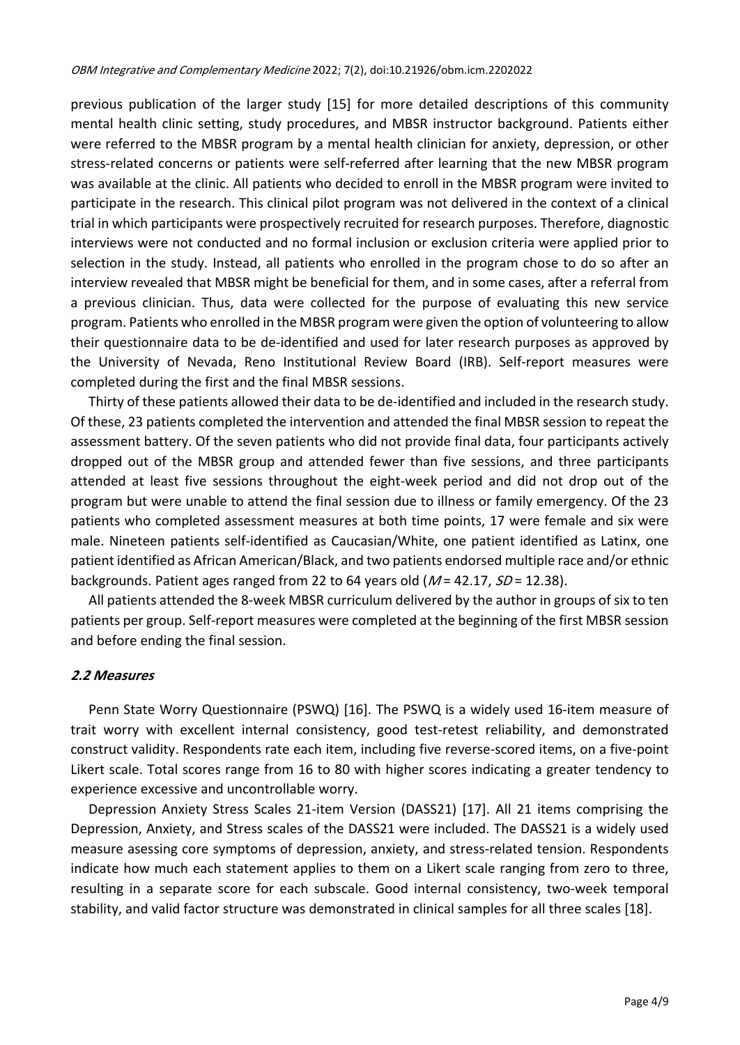previous publication of the larger study [15] for more detailed descriptions of this community mental health clinic setting, study procedures, and MBSR instructor background. Patients either were referred to the MBSR program by a mental health clinician for anxiety, depression, or other stress-related concerns or patients were self-referred after learning that the new MBSR program was available at the clinic. All patients who decided to enroll in the MBSR program were invited to participate in the research. This clinical pilot program was not delivered in the context of a clinical trial in which participants were prospectively recruited for research purposes. Therefore, diagnostic interviews were not conducted and no formal inclusion or exclusion criteria were applied prior to selection in the study. Instead, all patients who enrolled in the program chose to do so after an interview revealed that MBSR might be beneficial for them, and in some cases, after a referral from a previous clinician. Thus, data were collected for the purpose of evaluating this new service program. Patients who enrolled in the MBSR program were given the option of volunteering to allow their questionnaire data to be de-identified and used for later research purposes as approved by the University of Nevada, Reno Institutional Review Board (IRB). Self-report measures were completed during the first and the final MBSR sessions.

Thirty of these patients allowed their data to be de-identified and included in the research study. Of these, 23 patients completed the intervention and attended the final MBSR session to repeat the assessment battery. Of the seven patients who did not provide final data, four participants actively dropped out of the MBSR group and attended fewer than five sessions, and three participants attended at least five sessions throughout the eight-week period and did not drop out of the program but were unable to attend the final session due to illness or family emergency. Of the 23 patients who completed assessment measures at both time points, 17 were female and six were male. Nineteen patients self-identified as Caucasian/White, one patient identified as Latinx, one patient identified as African American/Black, and two patients endorsed multiple race and/or ethnic backgrounds. Patient ages ranged from 22 to 64 years old ($M$ = 42.17, $SD$ = 12.38).

All patients attended the 8-week MBSR curriculum delivered by the author in groups of six to ten patients per group. Self-report measures were completed at the beginning of the first MBSR session and before ending the final session.

### *2.2 Measures*

Penn State Worry Questionnaire (PSWQ) [16]. The PSWQ is a widely used 16-item measure of trait worry with excellent internal consistency, good test-retest reliability, and demonstrated construct validity. Respondents rate each item, including five reverse-scored items, on a five-point Likert scale. Total scores range from 16 to 80 with higher scores indicating a greater tendency to experience excessive and uncontrollable worry.

Depression Anxiety Stress Scales 21-item Version (DASS21) [17]. All 21 items comprising the Depression, Anxiety, and Stress scales of the DASS21 were included. The DASS21 is a widely used measure asessing core symptoms of depression, anxiety, and stress-related tension. Respondents indicate how much each statement applies to them on a Likert scale ranging from zero to three, resulting in a separate score for each subscale. Good internal consistency, two-week temporal stability, and valid factor structure was demonstrated in clinical samples for all three scales [18].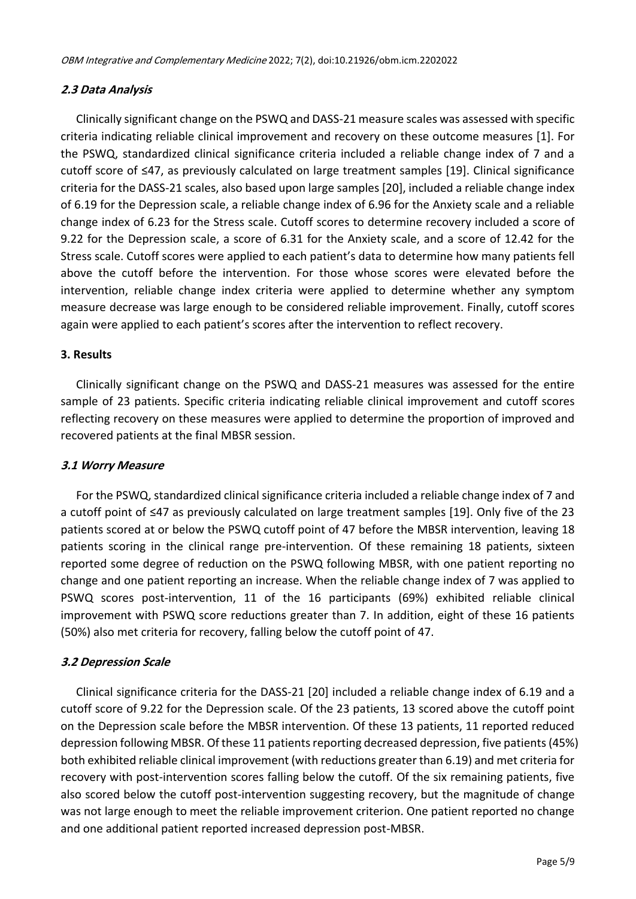### *2.3 Data Analysis*

Clinically significant change on the PSWQ and DASS-21 measure scales was assessed with specific criteria indicating reliable clinical improvement and recovery on these outcome measures [1]. For the PSWQ, standardized clinical significance criteria included a reliable change index of 7 and a cutoff score of ≤47, as previously calculated on large treatment samples [19]. Clinical significance criteria for the DASS-21 scales, also based upon large samples [20], included a reliable change index of 6.19 for the Depression scale, a reliable change index of 6.96 for the Anxiety scale and a reliable change index of 6.23 for the Stress scale. Cutoff scores to determine recovery included a score of 9.22 for the Depression scale, a score of 6.31 for the Anxiety scale, and a score of 12.42 for the Stress scale. Cutoff scores were applied to each patient's data to determine how many patients fell above the cutoff before the intervention. For those whose scores were elevated before the intervention, reliable change index criteria were applied to determine whether any symptom measure decrease was large enough to be considered reliable improvement. Finally, cutoff scores again were applied to each patient's scores after the intervention to reflect recovery.

## 3. Results

Clinically significant change on the PSWQ and DASS-21 measures was assessed for the entire sample of 23 patients. Specific criteria indicating reliable clinical improvement and cutoff scores reflecting recovery on these measures were applied to determine the proportion of improved and recovered patients at the final MBSR session.

### *3.1 Worry Measure*

For the PSWQ, standardized clinical significance criteria included a reliable change index of 7 and a cutoff point of ≤47 as previously calculated on large treatment samples [19]. Only five of the 23 patients scored at or below the PSWQ cutoff point of 47 before the MBSR intervention, leaving 18 patients scoring in the clinical range pre-intervention. Of these remaining 18 patients, sixteen reported some degree of reduction on the PSWQ following MBSR, with one patient reporting no change and one patient reporting an increase. When the reliable change index of 7 was applied to PSWQ scores post-intervention, 11 of the 16 participants (69%) exhibited reliable clinical improvement with PSWQ score reductions greater than 7. In addition, eight of these 16 patients (50%) also met criteria for recovery, falling below the cutoff point of 47.

### *3.2 Depression Scale*

Clinical significance criteria for the DASS-21 [20] included a reliable change index of 6.19 and a cutoff score of 9.22 for the Depression scale. Of the 23 patients, 13 scored above the cutoff point on the Depression scale before the MBSR intervention. Of these 13 patients, 11 reported reduced depression following MBSR. Of these 11 patients reporting decreased depression, five patients (45%) both exhibited reliable clinical improvement (with reductions greater than 6.19) and met criteria for recovery with post-intervention scores falling below the cutoff. Of the six remaining patients, five also scored below the cutoff post-intervention suggesting recovery, but the magnitude of change was not large enough to meet the reliable improvement criterion. One patient reported no change and one additional patient reported increased depression post-MBSR.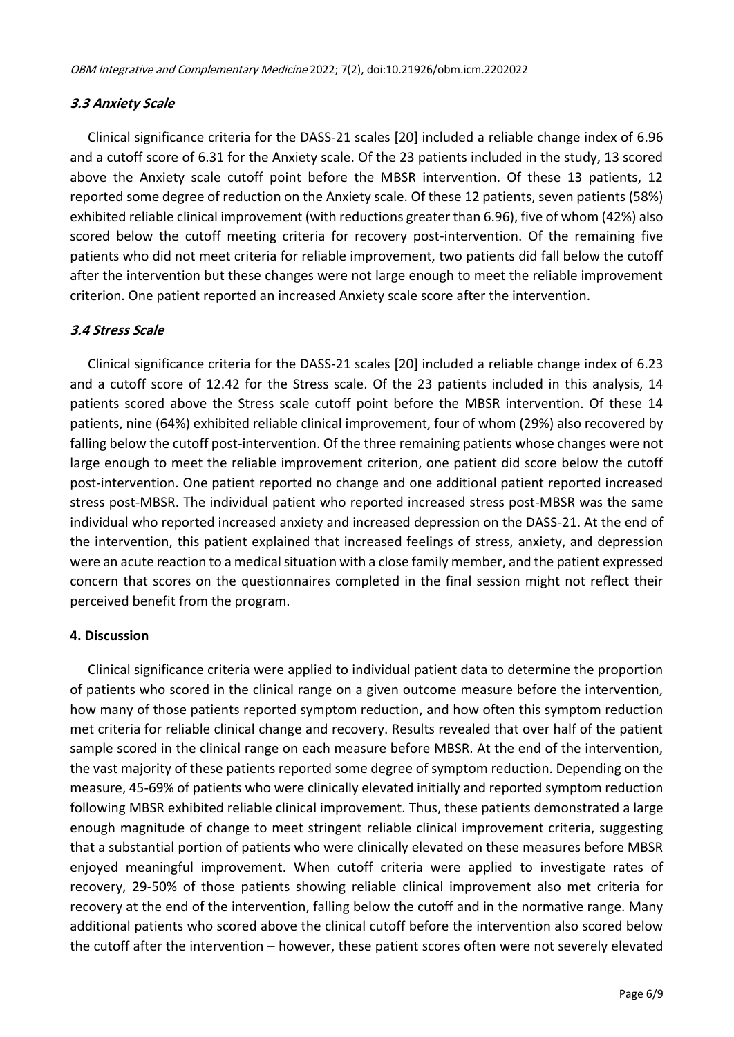### *3.3 Anxiety Scale*

Clinical significance criteria for the DASS-21 scales [20] included a reliable change index of 6.96 and a cutoff score of 6.31 for the Anxiety scale. Of the 23 patients included in the study, 13 scored above the Anxiety scale cutoff point before the MBSR intervention. Of these 13 patients, 12 reported some degree of reduction on the Anxiety scale. Of these 12 patients, seven patients (58%) exhibited reliable clinical improvement (with reductions greater than 6.96), five of whom (42%) also scored below the cutoff meeting criteria for recovery post-intervention. Of the remaining five patients who did not meet criteria for reliable improvement, two patients did fall below the cutoff after the intervention but these changes were not large enough to meet the reliable improvement criterion. One patient reported an increased Anxiety scale score after the intervention.

### *3.4 Stress Scale*

Clinical significance criteria for the DASS-21 scales [20] included a reliable change index of 6.23 and a cutoff score of 12.42 for the Stress scale. Of the 23 patients included in this analysis, 14 patients scored above the Stress scale cutoff point before the MBSR intervention. Of these 14 patients, nine (64%) exhibited reliable clinical improvement, four of whom (29%) also recovered by falling below the cutoff post-intervention. Of the three remaining patients whose changes were not large enough to meet the reliable improvement criterion, one patient did score below the cutoff post-intervention. One patient reported no change and one additional patient reported increased stress post-MBSR. The individual patient who reported increased stress post-MBSR was the same individual who reported increased anxiety and increased depression on the DASS-21. At the end of the intervention, this patient explained that increased feelings of stress, anxiety, and depression were an acute reaction to a medical situation with a close family member, and the patient expressed concern that scores on the questionnaires completed in the final session might not reflect their perceived benefit from the program.

## **4. Discussion**

Clinical significance criteria were applied to individual patient data to determine the proportion of patients who scored in the clinical range on a given outcome measure before the intervention, how many of those patients reported symptom reduction, and how often this symptom reduction met criteria for reliable clinical change and recovery. Results revealed that over half of the patient sample scored in the clinical range on each measure before MBSR. At the end of the intervention, the vast majority of these patients reported some degree of symptom reduction. Depending on the measure, 45-69% of patients who were clinically elevated initially and reported symptom reduction following MBSR exhibited reliable clinical improvement. Thus, these patients demonstrated a large enough magnitude of change to meet stringent reliable clinical improvement criteria, suggesting that a substantial portion of patients who were clinically elevated on these measures before MBSR enjoyed meaningful improvement. When cutoff criteria were applied to investigate rates of recovery, 29-50% of those patients showing reliable clinical improvement also met criteria for recovery at the end of the intervention, falling below the cutoff and in the normative range. Many additional patients who scored above the clinical cutoff before the intervention also scored below the cutoff after the intervention – however, these patient scores often were not severely elevated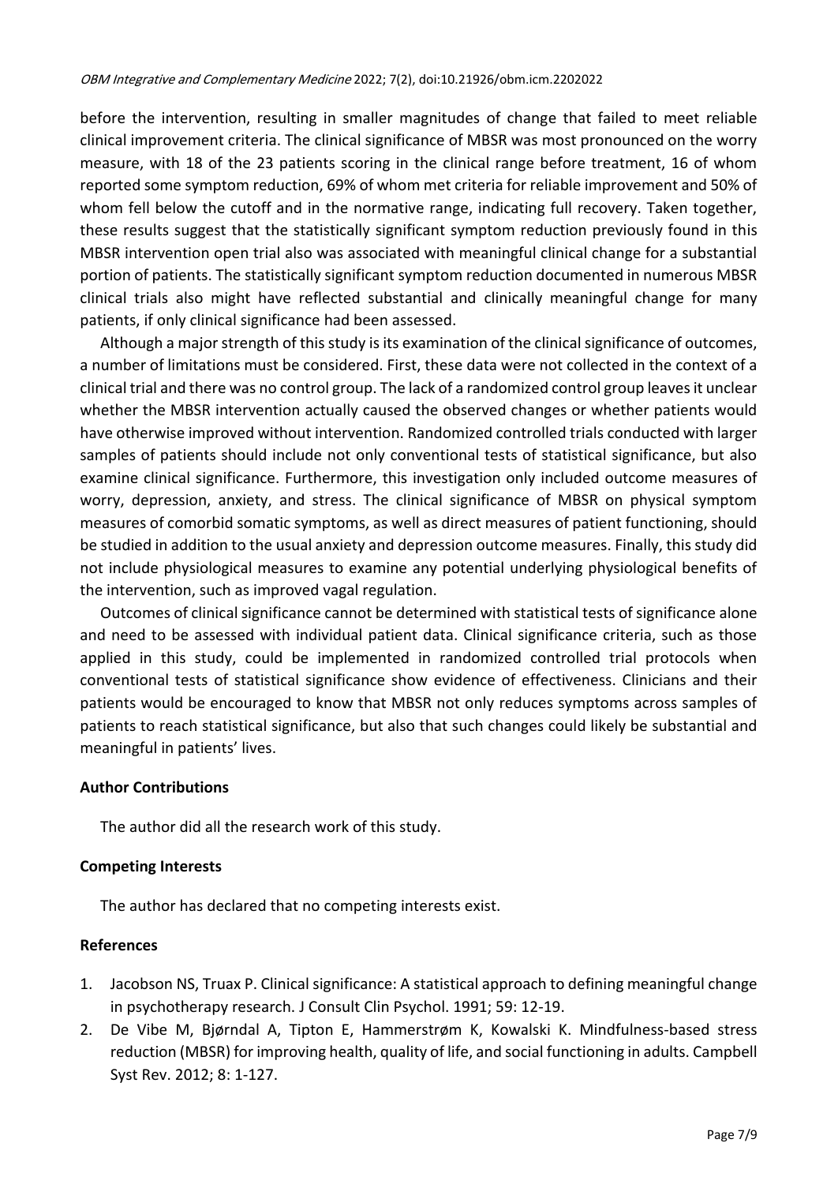before the intervention, resulting in smaller magnitudes of change that failed to meet reliable clinical improvement criteria. The clinical significance of MBSR was most pronounced on the worry measure, with 18 of the 23 patients scoring in the clinical range before treatment, 16 of whom reported some symptom reduction, 69% of whom met criteria for reliable improvement and 50% of whom fell below the cutoff and in the normative range, indicating full recovery. Taken together, these results suggest that the statistically significant symptom reduction previously found in this MBSR intervention open trial also was associated with meaningful clinical change for a substantial portion of patients. The statistically significant symptom reduction documented in numerous MBSR clinical trials also might have reflected substantial and clinically meaningful change for many patients, if only clinical significance had been assessed.

Although a major strength of this study is its examination of the clinical significance of outcomes, a number of limitations must be considered. First, these data were not collected in the context of a clinical trial and there was no control group. The lack of a randomized control group leaves it unclear whether the MBSR intervention actually caused the observed changes or whether patients would have otherwise improved without intervention. Randomized controlled trials conducted with larger samples of patients should include not only conventional tests of statistical significance, but also examine clinical significance. Furthermore, this investigation only included outcome measures of worry, depression, anxiety, and stress. The clinical significance of MBSR on physical symptom measures of comorbid somatic symptoms, as well as direct measures of patient functioning, should be studied in addition to the usual anxiety and depression outcome measures. Finally, this study did not include physiological measures to examine any potential underlying physiological benefits of the intervention, such as improved vagal regulation.

Outcomes of clinical significance cannot be determined with statistical tests of significance alone and need to be assessed with individual patient data. Clinical significance criteria, such as those applied in this study, could be implemented in randomized controlled trial protocols when conventional tests of statistical significance show evidence of effectiveness. Clinicians and their patients would be encouraged to know that MBSR not only reduces symptoms across samples of patients to reach statistical significance, but also that such changes could likely be substantial and meaningful in patients' lives.

## Author Contributions

The author did all the research work of this study.

## Competing Interests

The author has declared that no competing interests exist.

## References

1. Jacobson NS, Truax P. Clinical significance: A statistical approach to defining meaningful change in psychotherapy research. J Consult Clin Psychol. 1991; 59: 12-19.
2. De Vibe M, Bjørndal A, Tipton E, Hammerstrøm K, Kowalski K. Mindfulness-based stress reduction (MBSR) for improving health, quality of life, and social functioning in adults. Campbell Syst Rev. 2012; 8: 1-127.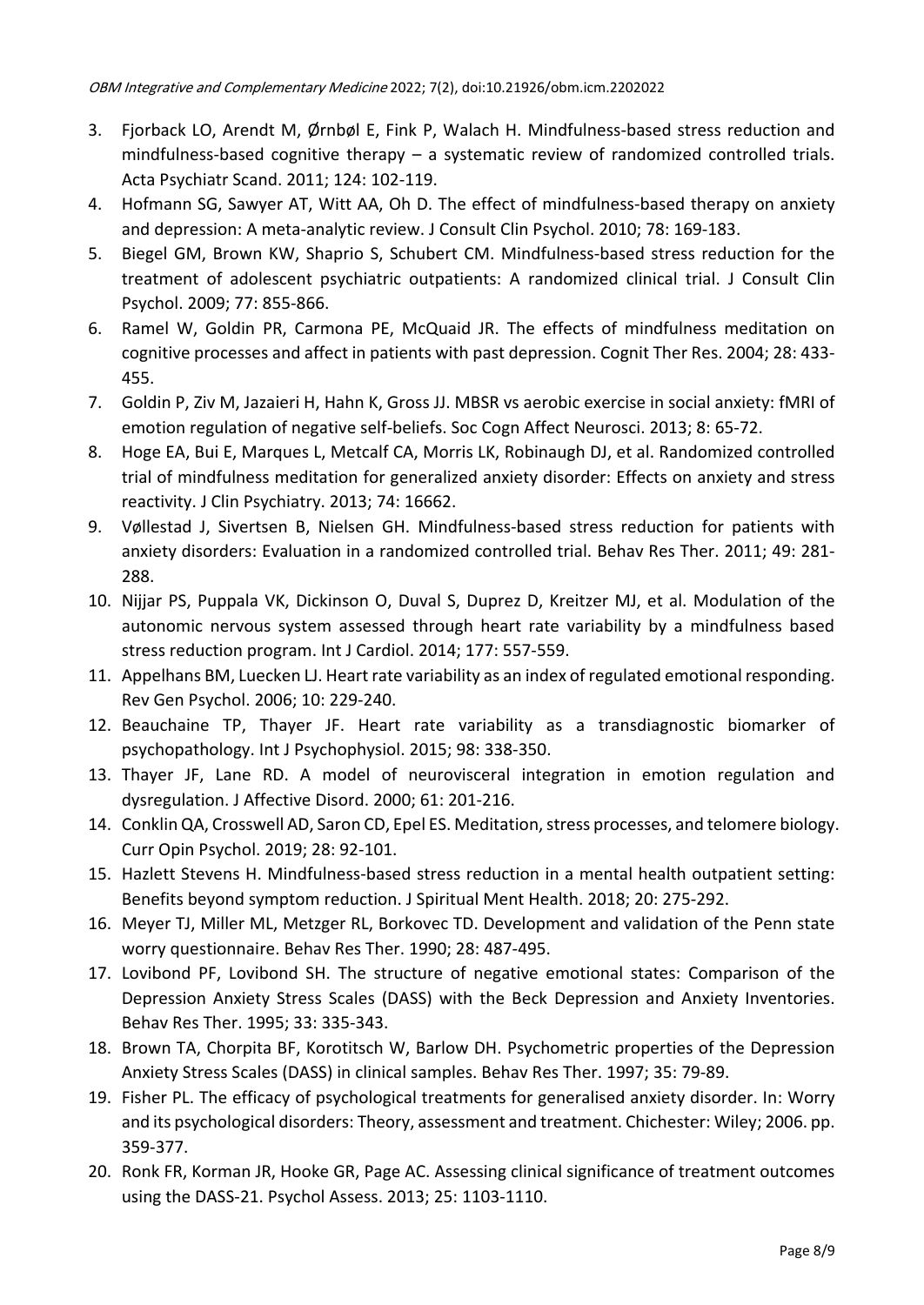3. Fjorback LO, Arendt M, Ørnbøl E, Fink P, Walach H. Mindfulness-based stress reduction and mindfulness-based cognitive therapy – a systematic review of randomized controlled trials. Acta Psychiatr Scand. 2011; 124: 102-119.
4. Hofmann SG, Sawyer AT, Witt AA, Oh D. The effect of mindfulness-based therapy on anxiety and depression: A meta-analytic review. J Consult Clin Psychol. 2010; 78: 169-183.
5. Biegel GM, Brown KW, Shaprio S, Schubert CM. Mindfulness-based stress reduction for the treatment of adolescent psychiatric outpatients: A randomized clinical trial. J Consult Clin Psychol. 2009; 77: 855-866.
6. Ramel W, Goldin PR, Carmona PE, McQuaid JR. The effects of mindfulness meditation on cognitive processes and affect in patients with past depression. Cognit Ther Res. 2004; 28: 433-455.
7. Goldin P, Ziv M, Jazaieri H, Hahn K, Gross JJ. MBSR vs aerobic exercise in social anxiety: fMRI of emotion regulation of negative self-beliefs. Soc Cogn Affect Neurosci. 2013; 8: 65-72.
8. Hoge EA, Bui E, Marques L, Metcalf CA, Morris LK, Robinaugh DJ, et al. Randomized controlled trial of mindfulness meditation for generalized anxiety disorder: Effects on anxiety and stress reactivity. J Clin Psychiatry. 2013; 74: 16662.
9. Vøllestad J, Sivertsen B, Nielsen GH. Mindfulness-based stress reduction for patients with anxiety disorders: Evaluation in a randomized controlled trial. Behav Res Ther. 2011; 49: 281-288.
10. Nijjar PS, Puppala VK, Dickinson O, Duval S, Duprez D, Kreitzer MJ, et al. Modulation of the autonomic nervous system assessed through heart rate variability by a mindfulness based stress reduction program. Int J Cardiol. 2014; 177: 557-559.
11. Appelhans BM, Luecken LJ. Heart rate variability as an index of regulated emotional responding. Rev Gen Psychol. 2006; 10: 229-240.
12. Beauchaine TP, Thayer JF. Heart rate variability as a transdiagnostic biomarker of psychopathology. Int J Psychophysiol. 2015; 98: 338-350.
13. Thayer JF, Lane RD. A model of neurovisceral integration in emotion regulation and dysregulation. J Affective Disord. 2000; 61: 201-216.
14. Conklin QA, Crosswell AD, Saron CD, Epel ES. Meditation, stress processes, and telomere biology. Curr Opin Psychol. 2019; 28: 92-101.
15. Hazlett Stevens H. Mindfulness-based stress reduction in a mental health outpatient setting: Benefits beyond symptom reduction. J Spiritual Ment Health. 2018; 20: 275-292.
16. Meyer TJ, Miller ML, Metzger RL, Borkovec TD. Development and validation of the Penn state worry questionnaire. Behav Res Ther. 1990; 28: 487-495.
17. Lovibond PF, Lovibond SH. The structure of negative emotional states: Comparison of the Depression Anxiety Stress Scales (DASS) with the Beck Depression and Anxiety Inventories. Behav Res Ther. 1995; 33: 335-343.
18. Brown TA, Chorpita BF, Korotitsch W, Barlow DH. Psychometric properties of the Depression Anxiety Stress Scales (DASS) in clinical samples. Behav Res Ther. 1997; 35: 79-89.
19. Fisher PL. The efficacy of psychological treatments for generalised anxiety disorder. In: Worry and its psychological disorders: Theory, assessment and treatment. Chichester: Wiley; 2006. pp. 359-377.
20. Ronk FR, Korman JR, Hooke GR, Page AC. Assessing clinical significance of treatment outcomes using the DASS-21. Psychol Assess. 2013; 25: 1103-1110.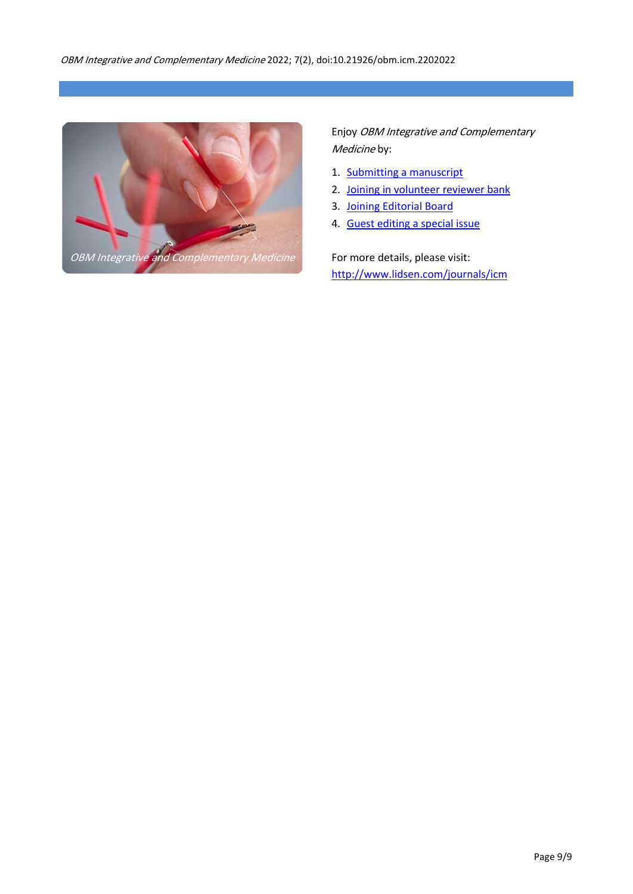Enjoy *OBM Integrative and Complementary Medicine* by:

1. Submitting a manuscript
2. Joining in volunteer reviewer bank
3. Joining Editorial Board
4. Guest editing a special issue

For more details, please visit:
http://www.lidsen.com/journals/icm